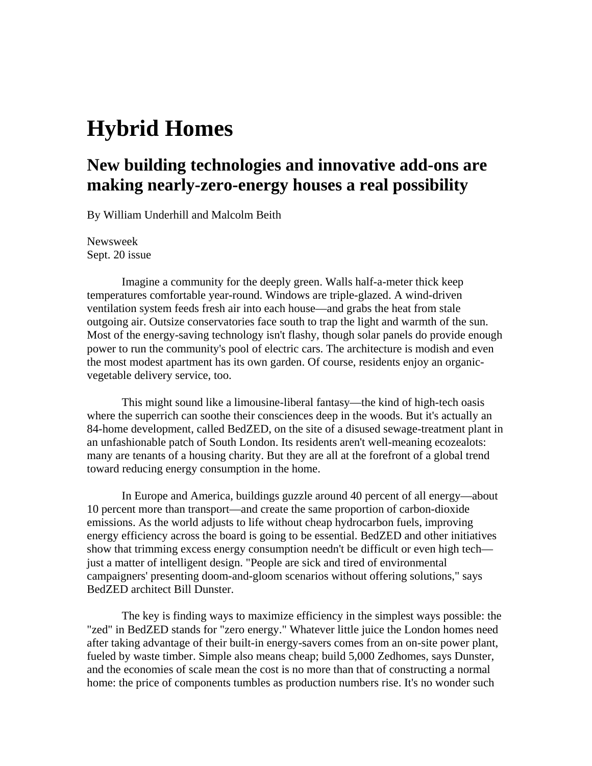# Hybrid Homes

## New building technologies and innovative add-ons are making nearly-zero-energy houses a real possibility

By William Underhill and Malcolm Beith

Newsweek
Sept. 20 issue

Imagine a community for the deeply green. Walls half-a-meter thick keep temperatures comfortable year-round. Windows are triple-glazed. A wind-driven ventilation system feeds fresh air into each house—and grabs the heat from stale outgoing air. Outsize conservatories face south to trap the light and warmth of the sun. Most of the energy-saving technology isn't flashy, though solar panels do provide enough power to run the community's pool of electric cars. The architecture is modish and even the most modest apartment has its own garden. Of course, residents enjoy an organic-vegetable delivery service, too.

This might sound like a limousine-liberal fantasy—the kind of high-tech oasis where the superrich can soothe their consciences deep in the woods. But it's actually an 84-home development, called BedZED, on the site of a disused sewage-treatment plant in an unfashionable patch of South London. Its residents aren't well-meaning ecozealots: many are tenants of a housing charity. But they are all at the forefront of a global trend toward reducing energy consumption in the home.

In Europe and America, buildings guzzle around 40 percent of all energy—about 10 percent more than transport—and create the same proportion of carbon-dioxide emissions. As the world adjusts to life without cheap hydrocarbon fuels, improving energy efficiency across the board is going to be essential. BedZED and other initiatives show that trimming excess energy consumption needn't be difficult or even high tech—just a matter of intelligent design. "People are sick and tired of environmental campaigners' presenting doom-and-gloom scenarios without offering solutions," says BedZED architect Bill Dunster.

The key is finding ways to maximize efficiency in the simplest ways possible: the "zed" in BedZED stands for "zero energy." Whatever little juice the London homes need after taking advantage of their built-in energy-savers comes from an on-site power plant, fueled by waste timber. Simple also means cheap; build 5,000 Zedhomes, says Dunster, and the economies of scale mean the cost is no more than that of constructing a normal home: the price of components tumbles as production numbers rise. It's no wonder such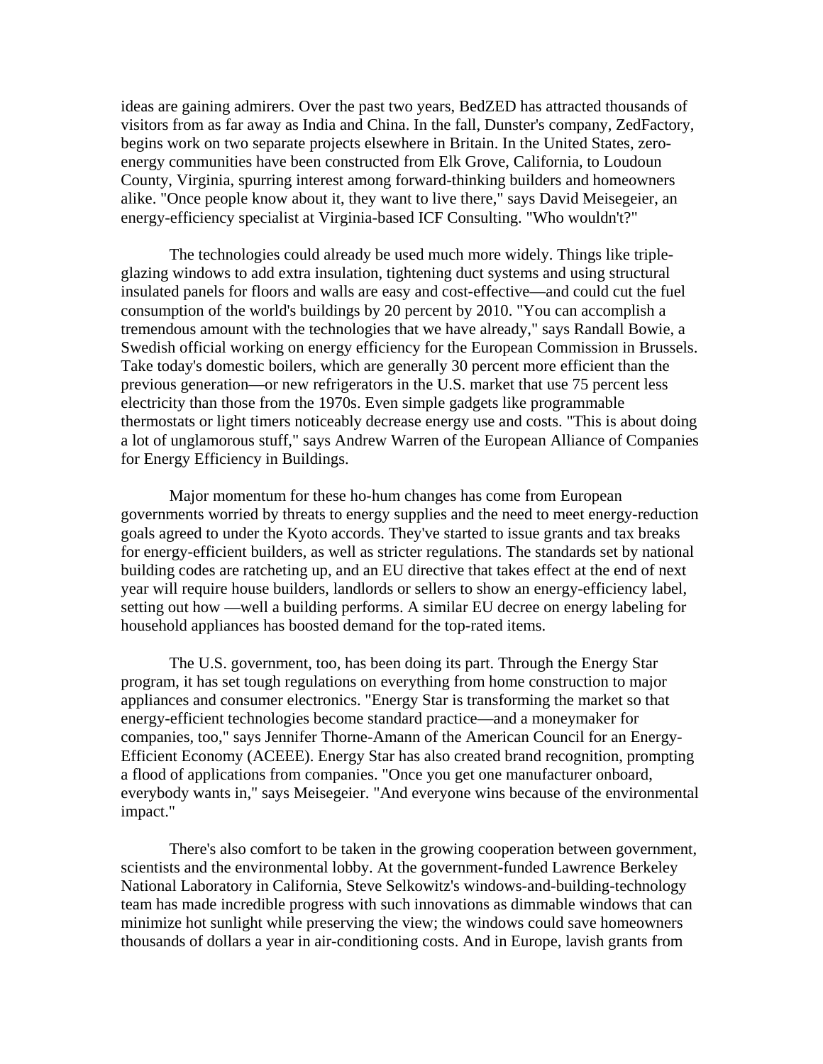ideas are gaining admirers. Over the past two years, BedZED has attracted thousands of visitors from as far away as India and China. In the fall, Dunster's company, ZedFactory, begins work on two separate projects elsewhere in Britain. In the United States, zero-energy communities have been constructed from Elk Grove, California, to Loudoun County, Virginia, spurring interest among forward-thinking builders and homeowners alike. "Once people know about it, they want to live there," says David Meisegeier, an energy-efficiency specialist at Virginia-based ICF Consulting. "Who wouldn't?"

The technologies could already be used much more widely. Things like triple-glazing windows to add extra insulation, tightening duct systems and using structural insulated panels for floors and walls are easy and cost-effective—and could cut the fuel consumption of the world's buildings by 20 percent by 2010. "You can accomplish a tremendous amount with the technologies that we have already," says Randall Bowie, a Swedish official working on energy efficiency for the European Commission in Brussels. Take today's domestic boilers, which are generally 30 percent more efficient than the previous generation—or new refrigerators in the U.S. market that use 75 percent less electricity than those from the 1970s. Even simple gadgets like programmable thermostats or light timers noticeably decrease energy use and costs. "This is about doing a lot of unglamorous stuff," says Andrew Warren of the European Alliance of Companies for Energy Efficiency in Buildings.

Major momentum for these ho-hum changes has come from European governments worried by threats to energy supplies and the need to meet energy-reduction goals agreed to under the Kyoto accords. They've started to issue grants and tax breaks for energy-efficient builders, as well as stricter regulations. The standards set by national building codes are ratcheting up, and an EU directive that takes effect at the end of next year will require house builders, landlords or sellers to show an energy-efficiency label, setting out how —well a building performs. A similar EU decree on energy labeling for household appliances has boosted demand for the top-rated items.

The U.S. government, too, has been doing its part. Through the Energy Star program, it has set tough regulations on everything from home construction to major appliances and consumer electronics. "Energy Star is transforming the market so that energy-efficient technologies become standard practice—and a moneymaker for companies, too," says Jennifer Thorne-Amann of the American Council for an Energy-Efficient Economy (ACEEE). Energy Star has also created brand recognition, prompting a flood of applications from companies. "Once you get one manufacturer onboard, everybody wants in," says Meisegeier. "And everyone wins because of the environmental impact."

There's also comfort to be taken in the growing cooperation between government, scientists and the environmental lobby. At the government-funded Lawrence Berkeley National Laboratory in California, Steve Selkowitz's windows-and-building-technology team has made incredible progress with such innovations as dimmable windows that can minimize hot sunlight while preserving the view; the windows could save homeowners thousands of dollars a year in air-conditioning costs. And in Europe, lavish grants from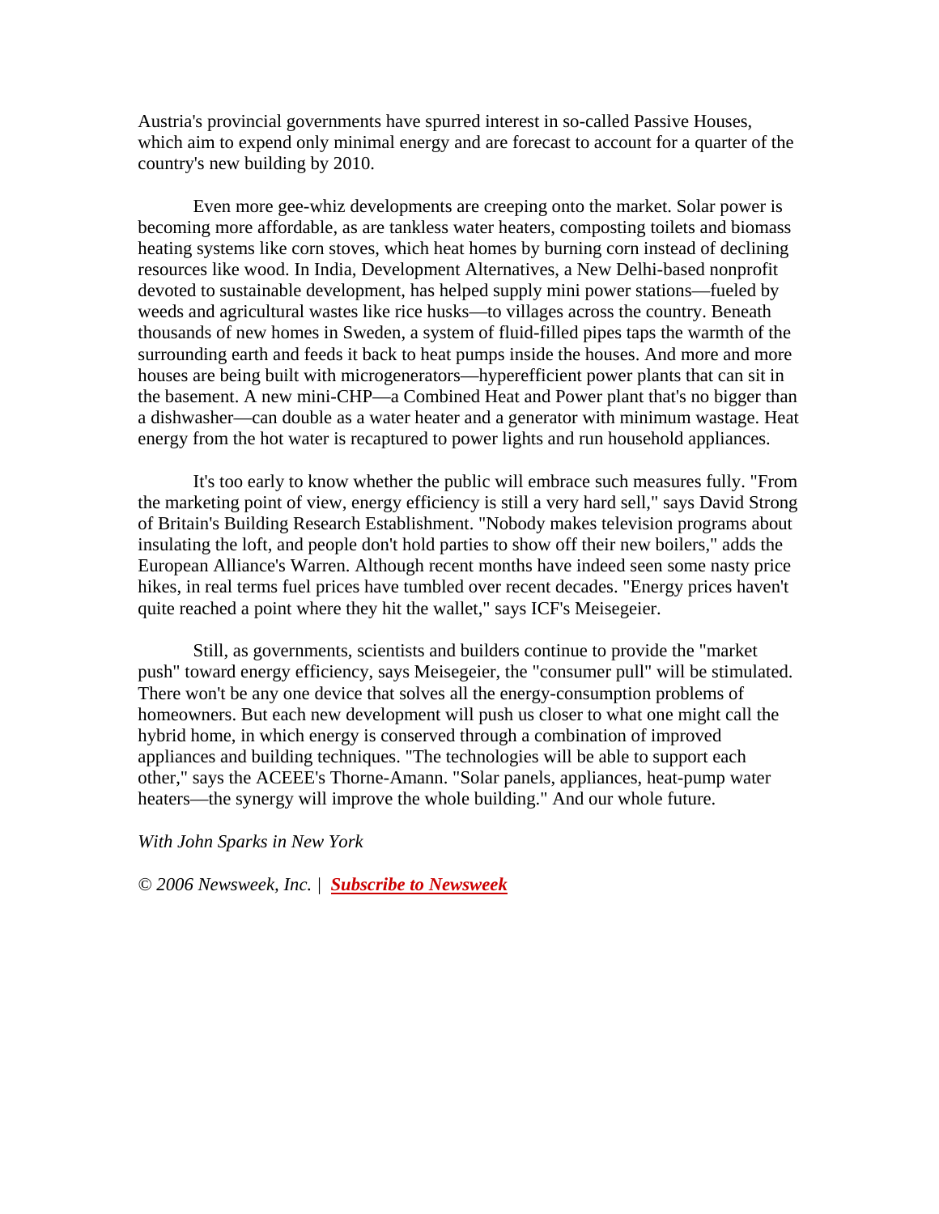Austria's provincial governments have spurred interest in so-called Passive Houses, which aim to expend only minimal energy and are forecast to account for a quarter of the country's new building by 2010.

Even more gee-whiz developments are creeping onto the market. Solar power is becoming more affordable, as are tankless water heaters, composting toilets and biomass heating systems like corn stoves, which heat homes by burning corn instead of declining resources like wood. In India, Development Alternatives, a New Delhi-based nonprofit devoted to sustainable development, has helped supply mini power stations—fueled by weeds and agricultural wastes like rice husks—to villages across the country. Beneath thousands of new homes in Sweden, a system of fluid-filled pipes taps the warmth of the surrounding earth and feeds it back to heat pumps inside the houses. And more and more houses are being built with microgenerators—hyperefficient power plants that can sit in the basement. A new mini-CHP—a Combined Heat and Power plant that's no bigger than a dishwasher—can double as a water heater and a generator with minimum wastage. Heat energy from the hot water is recaptured to power lights and run household appliances.

It's too early to know whether the public will embrace such measures fully. "From the marketing point of view, energy efficiency is still a very hard sell," says David Strong of Britain's Building Research Establishment. "Nobody makes television programs about insulating the loft, and people don't hold parties to show off their new boilers," adds the European Alliance's Warren. Although recent months have indeed seen some nasty price hikes, in real terms fuel prices have tumbled over recent decades. "Energy prices haven't quite reached a point where they hit the wallet," says ICF's Meisegeier.

Still, as governments, scientists and builders continue to provide the "market push" toward energy efficiency, says Meisegeier, the "consumer pull" will be stimulated. There won't be any one device that solves all the energy-consumption problems of homeowners. But each new development will push us closer to what one might call the hybrid home, in which energy is conserved through a combination of improved appliances and building techniques. "The technologies will be able to support each other," says the ACEEE's Thorne-Amann. "Solar panels, appliances, heat-pump water heaters—the synergy will improve the whole building." And our whole future.

*With John Sparks in New York*

*© 2006 Newsweek, Inc. |* ***Subscribe to Newsweek***